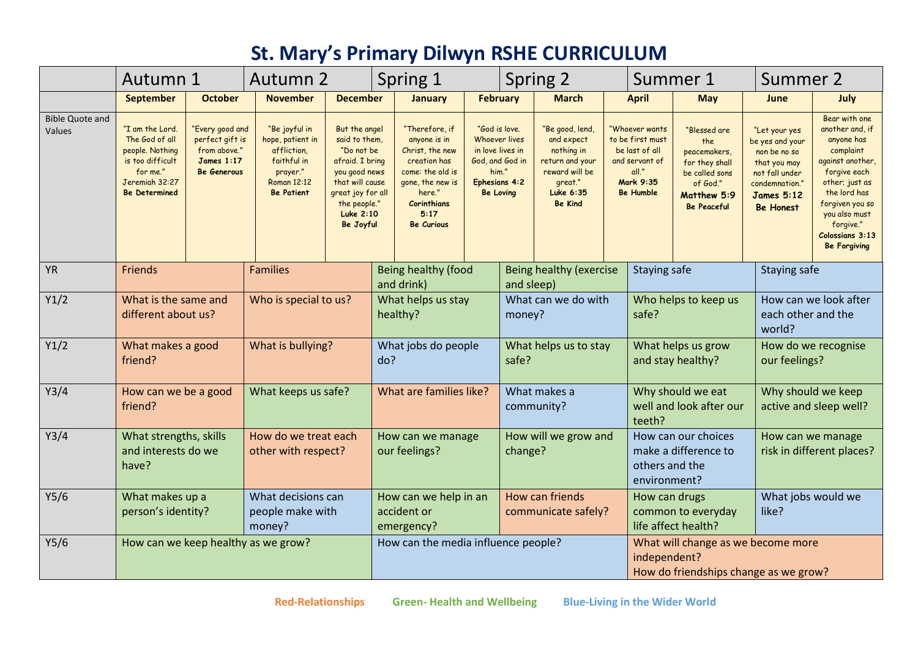# St. Mary's Primary Dilwyn RSHE CURRICULUM

| | Autumn 1 | | Autumn 2 | | Spring 1 | | Spring 2 | | Summer 1 | | Summer 2 |
|---|---|---|---|---|---|---|---|---|---|---|---|
| | **September** | **October** | **November** | **December** | **January** | **February** | **March** | **April** | **May** | **June** | **July** |
| Bible Quote and Values | "I am the Lord. The God of all people. Nothing is too difficult for me." Jeremiah 32:27 **Be Determined** | "Every good and perfect gift is from above." **James 1:17** **Be Generous** | "Be joyful in hope, patient in affliction, faithful in prayer." Roman 12:12 **Be Patient** | But the angel said to them, "Do not be afraid. I bring you good news that will cause great joy for all the people." **Luke 2:10** **Be Joyful** | "Therefore, if anyone is in Christ, the new creation has come: the old is gone, the new is here." **Corinthians 5:17** **Be Curious** | "God is love. Whoever lives in love lives in God, and God in him." **Ephesians 4:2** **Be Loving** | "Be good, lend, and expect nothing in return and your reward will be great." **Luke 6:35** **Be Kind** | "Whoever wants to be first must be last of all and servant of all." **Mark 9:35** **Be Humble** | "Blessed are the peacemakers, for they shall be called sons of God." **Matthew 5:9** **Be Peaceful** | "Let your yes be yes and your non be no so that you may not fall under condemnation." **James 5:12** **Be Honest** | Bear with one another and, if anyone has complaint against another, forgive each other; just as the lord has forgiven you so you also must forgive." **Colossians 3:13** **Be Forgiving** |
| YR | Friends | | Families | | Being healthy (food and drink) | | Being healthy (exercise and sleep) | | Staying safe | | Staying safe |
| Y1/2 | What is the same and different about us? | | Who is special to us? | | What helps us stay healthy? | | What can we do with money? | | Who helps to keep us safe? | | How can we look after each other and the world? |
| Y1/2 | What makes a good friend? | | What is bullying? | | What jobs do people do? | | What helps us to stay safe? | | What helps us grow and stay healthy? | | How do we recognise our feelings? |
| Y3/4 | How can we be a good friend? | | What keeps us safe? | | What are families like? | | What makes a community? | | Why should we eat well and look after our teeth? | | Why should we keep active and sleep well? |
| Y3/4 | What strengths, skills and interests do we have? | | How do we treat each other with respect? | | How can we manage our feelings? | | How will we grow and change? | | How can our choices make a difference to others and the environment? | | How can we manage risk in different places? |
| Y5/6 | What makes up a person's identity? | | What decisions can people make with money? | | How can we help in an accident or emergency? | | How can friends communicate safely? | | How can drugs common to everyday life affect health? | | What jobs would we like? |
| Y5/6 | How can we keep healthy as we grow? | | | | How can the media influence people? | | | | What will change as we become more independent? How do friendships change as we grow? | | |

**Red-Relationships** **Green- Health and Wellbeing** **Blue-Living in the Wider World**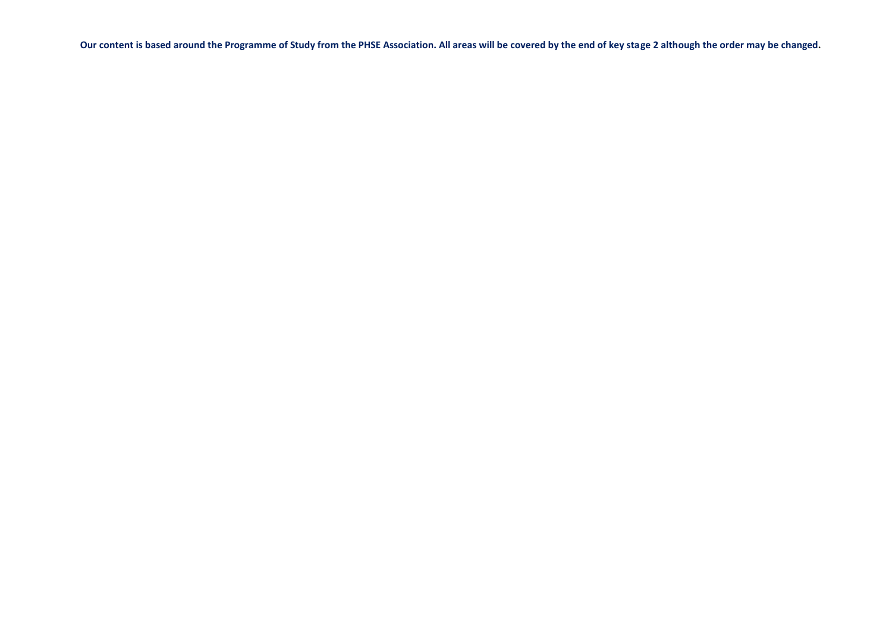**Our content is based around the Programme of Study from the PHSE Association. All areas will be covered by the end of key stage 2 although the order may be changed.**